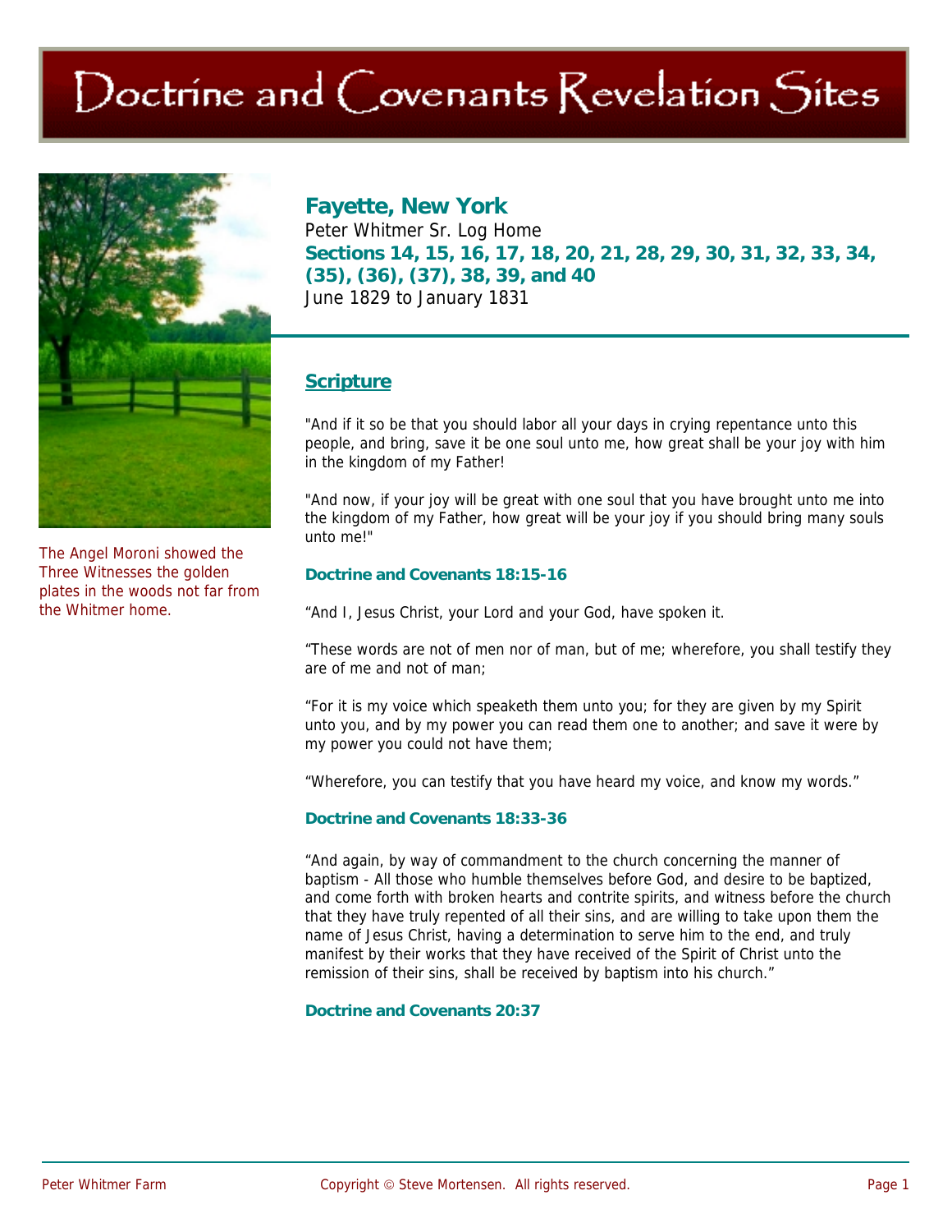# Doctrine and Covenants Revelation Sites

The Angel Moroni showed the Three Witnesses the golden plates in the woods not far from the Whitmer home.

## Fayette, New York

Peter Whitmer Sr. Log Home

**Sections 14, 15, 16, 17, 18, 20, 21, 28, 29, 30, 31, 32, 33, 34, (35), (36), (37), 38, 39, and 40**

June 1829 to January 1831

### Scripture

"And if it so be that you should labor all your days in crying repentance unto this people, and bring, save it be one soul unto me, how great shall be your joy with him in the kingdom of my Father!

"And now, if your joy will be great with one soul that you have brought unto me into the kingdom of my Father, how great will be your joy if you should bring many souls unto me!"

**Doctrine and Covenants 18:15-16**

"And I, Jesus Christ, your Lord and your God, have spoken it.

"These words are not of men nor of man, but of me; wherefore, you shall testify they are of me and not of man;

"For it is my voice which speaketh them unto you; for they are given by my Spirit unto you, and by my power you can read them one to another; and save it were by my power you could not have them;

"Wherefore, you can testify that you have heard my voice, and know my words."

**Doctrine and Covenants 18:33-36**

"And again, by way of commandment to the church concerning the manner of baptism - All those who humble themselves before God, and desire to be baptized, and come forth with broken hearts and contrite spirits, and witness before the church that they have truly repented of all their sins, and are willing to take upon them the name of Jesus Christ, having a determination to serve him to the end, and truly manifest by their works that they have received of the Spirit of Christ unto the remission of their sins, shall be received by baptism into his church."

**Doctrine and Covenants 20:37**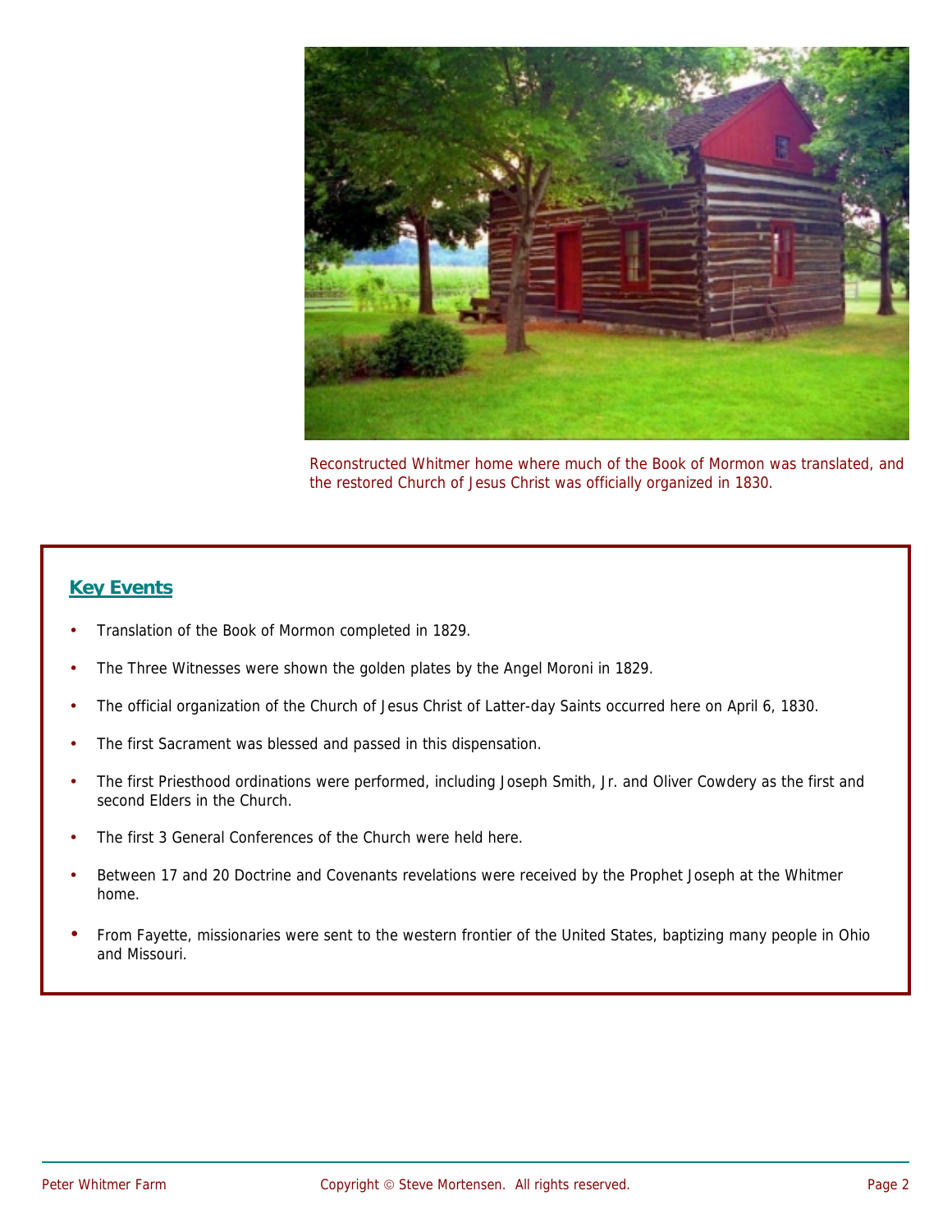Reconstructed Whitmer home where much of the Book of Mormon was translated, and the restored Church of Jesus Christ was officially organized in 1830.

## Key Events

- Translation of the Book of Mormon completed in 1829.
- The Three Witnesses were shown the golden plates by the Angel Moroni in 1829.
- The official organization of the Church of Jesus Christ of Latter-day Saints occurred here on April 6, 1830.
- The first Sacrament was blessed and passed in this dispensation.
- The first Priesthood ordinations were performed, including Joseph Smith, Jr. and Oliver Cowdery as the first and second Elders in the Church.
- The first 3 General Conferences of the Church were held here.
- Between 17 and 20 Doctrine and Covenants revelations were received by the Prophet Joseph at the Whitmer home.
- From Fayette, missionaries were sent to the western frontier of the United States, baptizing many people in Ohio and Missouri.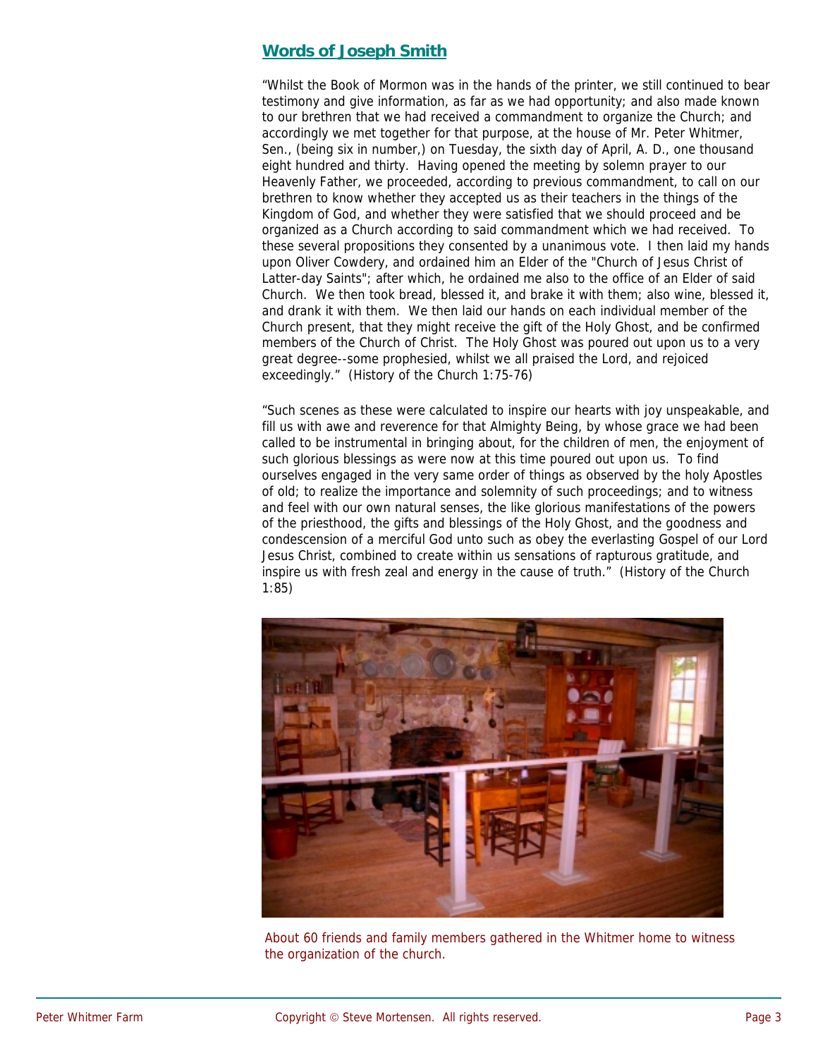## Words of Joseph Smith

"Whilst the Book of Mormon was in the hands of the printer, we still continued to bear testimony and give information, as far as we had opportunity; and also made known to our brethren that we had received a commandment to organize the Church; and accordingly we met together for that purpose, at the house of Mr. Peter Whitmer, Sen., (being six in number,) on Tuesday, the sixth day of April, A. D., one thousand eight hundred and thirty. Having opened the meeting by solemn prayer to our Heavenly Father, we proceeded, according to previous commandment, to call on our brethren to know whether they accepted us as their teachers in the things of the Kingdom of God, and whether they were satisfied that we should proceed and be organized as a Church according to said commandment which we had received. To these several propositions they consented by a unanimous vote. I then laid my hands upon Oliver Cowdery, and ordained him an Elder of the "Church of Jesus Christ of Latter-day Saints"; after which, he ordained me also to the office of an Elder of said Church. We then took bread, blessed it, and brake it with them; also wine, blessed it, and drank it with them. We then laid our hands on each individual member of the Church present, that they might receive the gift of the Holy Ghost, and be confirmed members of the Church of Christ. The Holy Ghost was poured out upon us to a very great degree--some prophesied, whilst we all praised the Lord, and rejoiced exceedingly." (History of the Church 1:75-76)

"Such scenes as these were calculated to inspire our hearts with joy unspeakable, and fill us with awe and reverence for that Almighty Being, by whose grace we had been called to be instrumental in bringing about, for the children of men, the enjoyment of such glorious blessings as were now at this time poured out upon us. To find ourselves engaged in the very same order of things as observed by the holy Apostles of old; to realize the importance and solemnity of such proceedings; and to witness and feel with our own natural senses, the like glorious manifestations of the powers of the priesthood, the gifts and blessings of the Holy Ghost, and the goodness and condescension of a merciful God unto such as obey the everlasting Gospel of our Lord Jesus Christ, combined to create within us sensations of rapturous gratitude, and inspire us with fresh zeal and energy in the cause of truth." (History of the Church 1:85)

About 60 friends and family members gathered in the Whitmer home to witness the organization of the church.